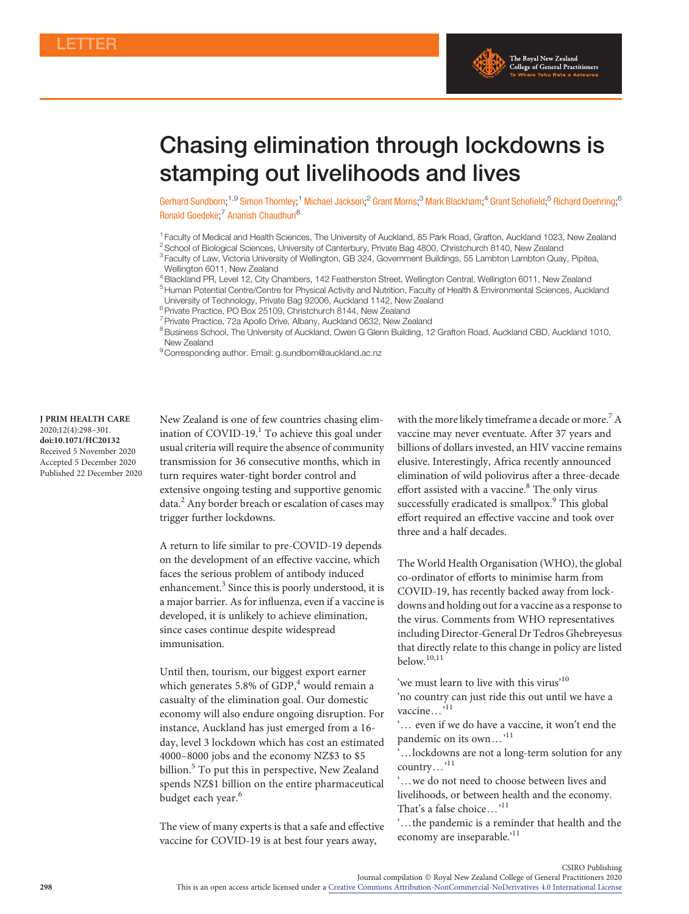LETTER

# Chasing elimination through lockdowns is stamping out livelihoods and lives

Gerhard Sundborn;[1,9] Simon Thornley;[1] Michael Jackson;[2] Grant Morris;[3] Mark Blackham;[4] Grant Schofield;[5] Richard Doehring;[6] Ronald Goedeke;[7] Ananish Chaudhuri[8]

[1] Faculty of Medical and Health Sciences, The University of Auckland, 85 Park Road, Grafton, Auckland 1023, New Zealand
[2] School of Biological Sciences, University of Canterbury, Private Bag 4800, Christchurch 8140, New Zealand
[3] Faculty of Law, Victoria University of Wellington, GB 324, Government Buildings, 55 Lambton Lambton Quay, Pipitea, Wellington 6011, New Zealand
[4] Blackland PR, Level 12, City Chambers, 142 Featherston Street, Wellington Central, Wellington 6011, New Zealand
[5] Human Potential Centre/Centre for Physical Activity and Nutrition, Faculty of Health & Environmental Sciences, Auckland University of Technology, Private Bag 92006, Auckland 1142, New Zealand
[6] Private Practice, PO Box 25109, Christchurch 8144, New Zealand
[7] Private Practice, 72a Apollo Drive, Albany, Auckland 0632, New Zealand
[8] Business School, The University of Auckland, Owen G Glenn Building, 12 Grafton Road, Auckland CBD, Auckland 1010, New Zealand
[9] Corresponding author. Email: g.sundborn@auckland.ac.nz

**J PRIM HEALTH CARE**
2020;12(4):298–301.
**doi:10.1071/HC20132**
Received 5 November 2020
Accepted 5 December 2020
Published 22 December 2020

New Zealand is one of few countries chasing elimination of COVID-19.[1] To achieve this goal under usual criteria will require the absence of community transmission for 36 consecutive months, which in turn requires water-tight border control and extensive ongoing testing and supportive genomic data.[2] Any border breach or escalation of cases may trigger further lockdowns.

A return to life similar to pre-COVID-19 depends on the development of an effective vaccine, which faces the serious problem of antibody induced enhancement.[3] Since this is poorly understood, it is a major barrier. As for influenza, even if a vaccine is developed, it is unlikely to achieve elimination, since cases continue despite widespread immunisation.

Until then, tourism, our biggest export earner which generates 5.8% of GDP,[4] would remain a casualty of the elimination goal. Our domestic economy will also endure ongoing disruption. For instance, Auckland has just emerged from a 16-day, level 3 lockdown which has cost an estimated 4000–8000 jobs and the economy NZ$3 to $5 billion.[5] To put this in perspective, New Zealand spends NZ$1 billion on the entire pharmaceutical budget each year.[6]

The view of many experts is that a safe and effective vaccine for COVID-19 is at best four years away, with the more likely timeframe a decade or more.[7] A vaccine may never eventuate. After 37 years and billions of dollars invested, an HIV vaccine remains elusive. Interestingly, Africa recently announced elimination of wild poliovirus after a three-decade effort assisted with a vaccine.[8] The only virus successfully eradicated is smallpox.[9] This global effort required an effective vaccine and took over three and a half decades.

The World Health Organisation (WHO), the global co-ordinator of efforts to minimise harm from COVID-19, has recently backed away from lockdowns and holding out for a vaccine as a response to the virus. Comments from WHO representatives including Director-General Dr Tedros Ghebreyesus that directly relate to this change in policy are listed below.[10,11]

'we must learn to live with this virus'[10]
'no country can just ride this out until we have a vaccine…'[11]
'… even if we do have a vaccine, it won't end the pandemic on its own…'[11]
'…lockdowns are not a long-term solution for any country…'[11]
'…we do not need to choose between lives and livelihoods, or between health and the economy. That's a false choice…'[11]
'…the pandemic is a reminder that health and the economy are inseparable.'[11]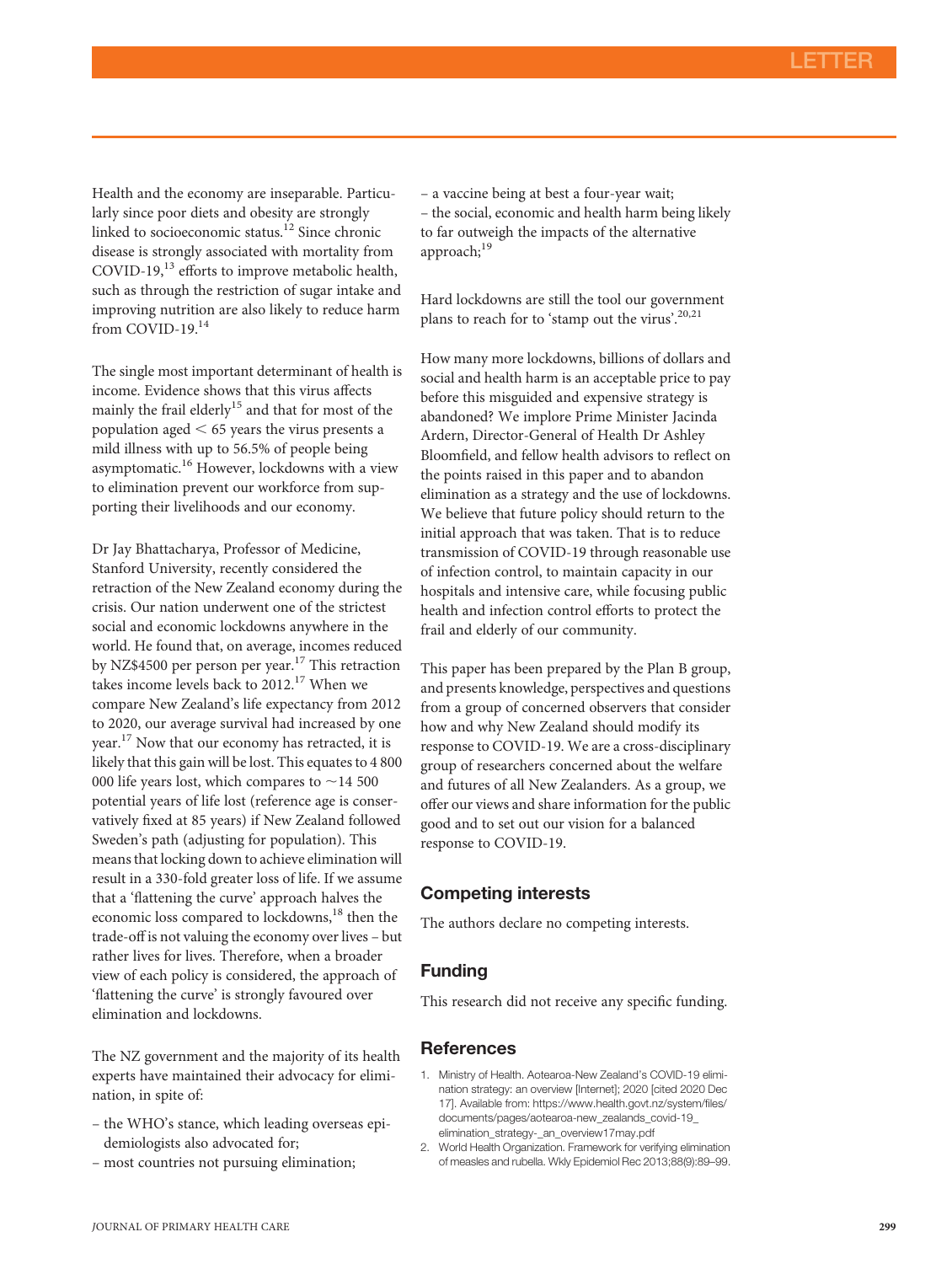Health and the economy are inseparable. Particularly since poor diets and obesity are strongly linked to socioeconomic status.[12] Since chronic disease is strongly associated with mortality from COVID-19,[13] efforts to improve metabolic health, such as through the restriction of sugar intake and improving nutrition are also likely to reduce harm from COVID-19.[14]

The single most important determinant of health is income. Evidence shows that this virus affects mainly the frail elderly[15] and that for most of the population aged < 65 years the virus presents a mild illness with up to 56.5% of people being asymptomatic.[16] However, lockdowns with a view to elimination prevent our workforce from supporting their livelihoods and our economy.

Dr Jay Bhattacharya, Professor of Medicine, Stanford University, recently considered the retraction of the New Zealand economy during the crisis. Our nation underwent one of the strictest social and economic lockdowns anywhere in the world. He found that, on average, incomes reduced by NZ$4500 per person per year.[17] This retraction takes income levels back to 2012.[17] When we compare New Zealand's life expectancy from 2012 to 2020, our average survival had increased by one year.[17] Now that our economy has retracted, it is likely that this gain will be lost. This equates to 4 800 000 life years lost, which compares to ~14 500 potential years of life lost (reference age is conservatively fixed at 85 years) if New Zealand followed Sweden's path (adjusting for population). This means that locking down to achieve elimination will result in a 330-fold greater loss of life. If we assume that a 'flattening the curve' approach halves the economic loss compared to lockdowns,[18] then the trade-off is not valuing the economy over lives – but rather lives for lives. Therefore, when a broader view of each policy is considered, the approach of 'flattening the curve' is strongly favoured over elimination and lockdowns.

The NZ government and the majority of its health experts have maintained their advocacy for elimination, in spite of:

– the WHO's stance, which leading overseas epidemiologists also advocated for;
– most countries not pursuing elimination;
– a vaccine being at best a four-year wait;
– the social, economic and health harm being likely to far outweigh the impacts of the alternative approach;[19]

Hard lockdowns are still the tool our government plans to reach for to 'stamp out the virus'.[20,21]

How many more lockdowns, billions of dollars and social and health harm is an acceptable price to pay before this misguided and expensive strategy is abandoned? We implore Prime Minister Jacinda Ardern, Director-General of Health Dr Ashley Bloomfield, and fellow health advisors to reflect on the points raised in this paper and to abandon elimination as a strategy and the use of lockdowns. We believe that future policy should return to the initial approach that was taken. That is to reduce transmission of COVID-19 through reasonable use of infection control, to maintain capacity in our hospitals and intensive care, while focusing public health and infection control efforts to protect the frail and elderly of our community.

This paper has been prepared by the Plan B group, and presents knowledge, perspectives and questions from a group of concerned observers that consider how and why New Zealand should modify its response to COVID-19. We are a cross-disciplinary group of researchers concerned about the welfare and futures of all New Zealanders. As a group, we offer our views and share information for the public good and to set out our vision for a balanced response to COVID-19.

## Competing interests

The authors declare no competing interests.

## Funding

This research did not receive any specific funding.

## References

1. Ministry of Health. Aotearoa-New Zealand's COVID-19 elimination strategy: an overview [Internet]; 2020 [cited 2020 Dec 17]. Available from: https://www.health.govt.nz/system/files/documents/pages/aotearoa-new_zealands_covid-19_elimination_strategy-_an_overview17may.pdf
2. World Health Organization. Framework for verifying elimination of measles and rubella. Wkly Epidemiol Rec 2013;88(9):89–99.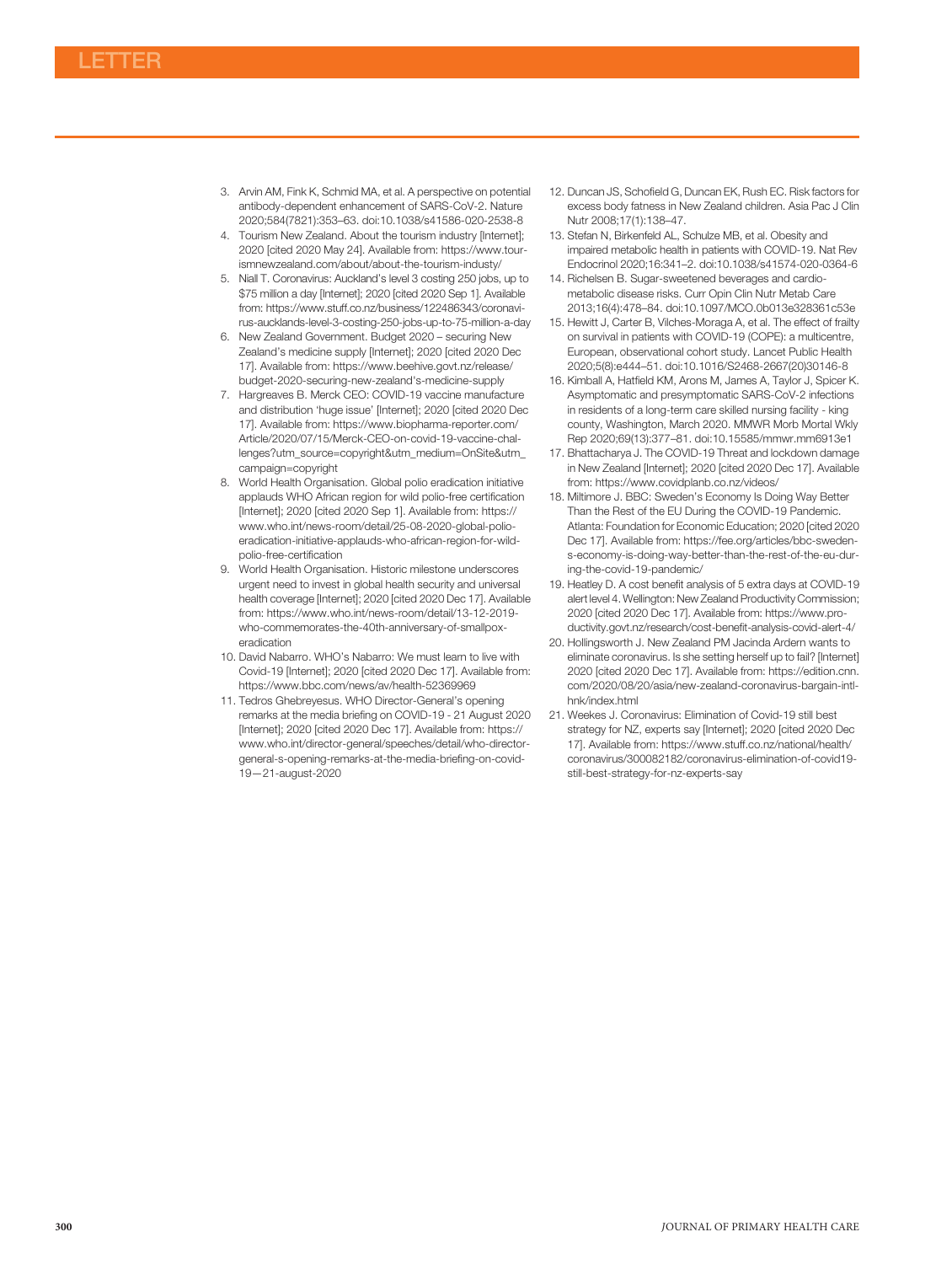3. Arvin AM, Fink K, Schmid MA, et al. A perspective on potential antibody-dependent enhancement of SARS-CoV-2. Nature 2020;584(7821):353–63. doi:10.1038/s41586-020-2538-8
4. Tourism New Zealand. About the tourism industry [Internet]; 2020 [cited 2020 May 24]. Available from: https://www.tourismnewzealand.com/about/about-the-tourism-industy/
5. Niall T. Coronavirus: Auckland's level 3 costing 250 jobs, up to $75 million a day [Internet]; 2020 [cited 2020 Sep 1]. Available from: https://www.stuff.co.nz/business/122486343/coronavirus-aucklands-level-3-costing-250-jobs-up-to-75-million-a-day
6. New Zealand Government. Budget 2020 – securing New Zealand's medicine supply [Internet]; 2020 [cited 2020 Dec 17]. Available from: https://www.beehive.govt.nz/release/budget-2020-securing-new-zealand's-medicine-supply
7. Hargreaves B. Merck CEO: COVID-19 vaccine manufacture and distribution 'huge issue' [Internet]; 2020 [cited 2020 Dec 17]. Available from: https://www.biopharma-reporter.com/Article/2020/07/15/Merck-CEO-on-covid-19-vaccine-challenges?utm_source=copyright&utm_medium=OnSite&utm_campaign=copyright
8. World Health Organisation. Global polio eradication initiative applauds WHO African region for wild polio-free certification [Internet]; 2020 [cited 2020 Sep 1]. Available from: https://www.who.int/news-room/detail/25-08-2020-global-polio-eradication-initiative-applauds-who-african-region-for-wild-polio-free-certification
9. World Health Organisation. Historic milestone underscores urgent need to invest in global health security and universal health coverage [Internet]; 2020 [cited 2020 Dec 17]. Available from: https://www.who.int/news-room/detail/13-12-2019-who-commemorates-the-40th-anniversary-of-smallpox-eradication
10. David Nabarro. WHO's Nabarro: We must learn to live with Covid-19 [Internet]; 2020 [cited 2020 Dec 17]. Available from: https://www.bbc.com/news/av/health-52369969
11. Tedros Ghebreyesus. WHO Director-General's opening remarks at the media briefing on COVID-19 - 21 August 2020 [Internet]; 2020 [cited 2020 Dec 17]. Available from: https://www.who.int/director-general/speeches/detail/who-director-general-s-opening-remarks-at-the-media-briefing-on-covid-19—21-august-2020
12. Duncan JS, Schofield G, Duncan EK, Rush EC. Risk factors for excess body fatness in New Zealand children. Asia Pac J Clin Nutr 2008;17(1):138–47.
13. Stefan N, Birkenfeld AL, Schulze MB, et al. Obesity and impaired metabolic health in patients with COVID-19. Nat Rev Endocrinol 2020;16:341–2. doi:10.1038/s41574-020-0364-6
14. Richelsen B. Sugar-sweetened beverages and cardio-metabolic disease risks. Curr Opin Clin Nutr Metab Care 2013;16(4):478–84. doi:10.1097/MCO.0b013e328361c53e
15. Hewitt J, Carter B, Vilches-Moraga A, et al. The effect of frailty on survival in patients with COVID-19 (COPE): a multicentre, European, observational cohort study. Lancet Public Health 2020;5(8):e444–51. doi:10.1016/S2468-2667(20)30146-8
16. Kimball A, Hatfield KM, Arons M, James A, Taylor J, Spicer K. Asymptomatic and presymptomatic SARS-CoV-2 infections in residents of a long-term care skilled nursing facility - king county, Washington, March 2020. MMWR Morb Mortal Wkly Rep 2020;69(13):377–81. doi:10.15585/mmwr.mm6913e1
17. Bhattacharya J. The COVID-19 Threat and lockdown damage in New Zealand [Internet]; 2020 [cited 2020 Dec 17]. Available from: https://www.covidplanb.co.nz/videos/
18. Miltimore J. BBC: Sweden's Economy Is Doing Way Better Than the Rest of the EU During the COVID-19 Pandemic. Atlanta: Foundation for Economic Education; 2020 [cited 2020 Dec 17]. Available from: https://fee.org/articles/bbc-sweden-s-economy-is-doing-way-better-than-the-rest-of-the-eu-during-the-covid-19-pandemic/
19. Heatley D. A cost benefit analysis of 5 extra days at COVID-19 alert level 4. Wellington: New Zealand Productivity Commission; 2020 [cited 2020 Dec 17]. Available from: https://www.productivity.govt.nz/research/cost-benefit-analysis-covid-alert-4/
20. Hollingsworth J. New Zealand PM Jacinda Ardern wants to eliminate coronavirus. Is she setting herself up to fail? [Internet] 2020 [cited 2020 Dec 17]. Available from: https://edition.cnn.com/2020/08/20/asia/new-zealand-coronavirus-bargain-intl-hnk/index.html
21. Weekes J. Coronavirus: Elimination of Covid-19 still best strategy for NZ, experts say [Internet]; 2020 [cited 2020 Dec 17]. Available from: https://www.stuff.co.nz/national/health/coronavirus/300082182/coronavirus-elimination-of-covid19-still-best-strategy-for-nz-experts-say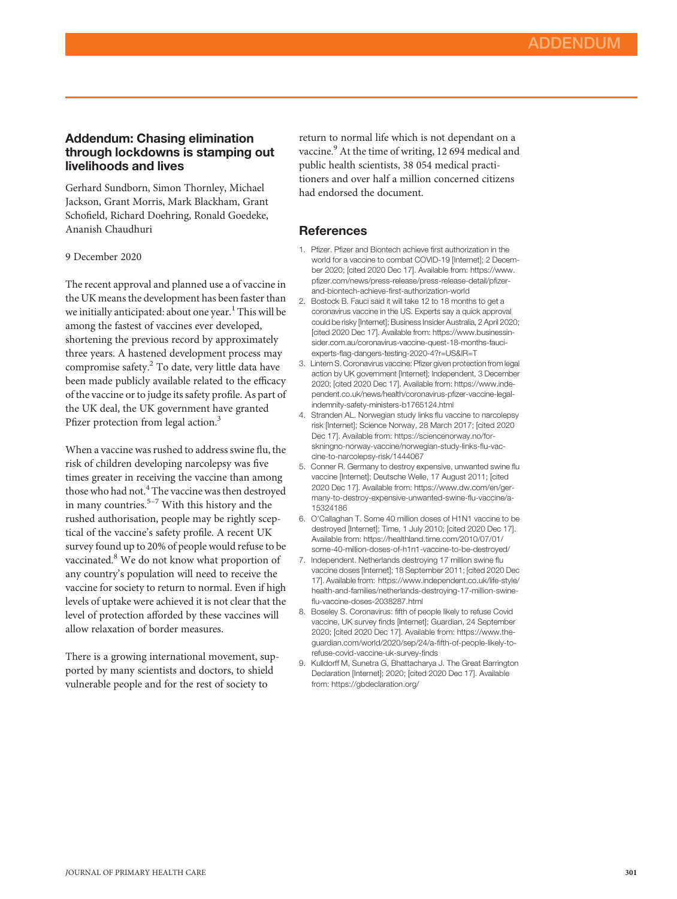ADDENDUM

## Addendum: Chasing elimination through lockdowns is stamping out livelihoods and lives

Gerhard Sundborn, Simon Thornley, Michael Jackson, Grant Morris, Mark Blackham, Grant Schofield, Richard Doehring, Ronald Goedeke, Ananish Chaudhuri

9 December 2020

The recent approval and planned use a of vaccine in the UK means the development has been faster than we initially anticipated: about one year.[1] This will be among the fastest of vaccines ever developed, shortening the previous record by approximately three years. A hastened development process may compromise safety.[2] To date, very little data have been made publicly available related to the efficacy of the vaccine or to judge its safety profile. As part of the UK deal, the UK government have granted Pfizer protection from legal action.[3]

When a vaccine was rushed to address swine flu, the risk of children developing narcolepsy was five times greater in receiving the vaccine than among those who had not.[4] The vaccine was then destroyed in many countries.[5–7] With this history and the rushed authorisation, people may be rightly sceptical of the vaccine's safety profile. A recent UK survey found up to 20% of people would refuse to be vaccinated.[8] We do not know what proportion of any country's population will need to receive the vaccine for society to return to normal. Even if high levels of uptake were achieved it is not clear that the level of protection afforded by these vaccines will allow relaxation of border measures.

There is a growing international movement, supported by many scientists and doctors, to shield vulnerable people and for the rest of society to return to normal life which is not dependant on a vaccine.[9] At the time of writing, 12 694 medical and public health scientists, 38 054 medical practitioners and over half a million concerned citizens had endorsed the document.

### References

1. Pfizer. Pfizer and Biontech achieve first authorization in the world for a vaccine to combat COVID-19 [Internet]; 2 December 2020; [cited 2020 Dec 17]. Available from: https://www.pfizer.com/news/press-release/press-release-detail/pfizer-and-biontech-achieve-first-authorization-world
2. Bostock B. Fauci said it will take 12 to 18 months to get a coronavirus vaccine in the US. Experts say a quick approval could be risky [Internet]; Business Insider Australia, 2 April 2020; [cited 2020 Dec 17]. Available from: https://www.businessinsider.com.au/coronavirus-vaccine-quest-18-months-fauci-experts-flag-dangers-testing-2020-4?r=US&IR=T
3. Lintern S. Coronavirus vaccine: Pfizer given protection from legal action by UK government [Internet]; Independent, 3 December 2020; [cited 2020 Dec 17]. Available from: https://www.independent.co.uk/news/health/coronavirus-pfizer-vaccine-legal-indemnity-safety-ministers-b1765124.html
4. Stranden AL. Norwegian study links flu vaccine to narcolepsy risk [Internet]; Science Norway, 28 March 2017; [cited 2020 Dec 17]. Available from: https://sciencenorway.no/forskningno-norway-vaccine/norwegian-study-links-flu-vaccine-to-narcolepsy-risk/1444067
5. Conner R. Germany to destroy expensive, unwanted swine flu vaccine [Internet]; Deutsche Welle, 17 August 2011; [cited 2020 Dec 17]. Available from: https://www.dw.com/en/germany-to-destroy-expensive-unwanted-swine-flu-vaccine/a-15324186
6. O'Callaghan T. Some 40 million doses of H1N1 vaccine to be destroyed [Internet]; Time, 1 July 2010; [cited 2020 Dec 17]. Available from: https://healthland.time.com/2010/07/01/some-40-million-doses-of-h1n1-vaccine-to-be-destroyed/
7. Independent. Netherlands destroying 17 million swine flu vaccine doses [Internet]; 18 September 2011; [cited 2020 Dec 17]. Available from: https://www.independent.co.uk/life-style/health-and-families/netherlands-destroying-17-million-swine-flu-vaccine-doses-2038287.html
8. Boseley S. Coronavirus: fifth of people likely to refuse Covid vaccine, UK survey finds [Internet]; Guardian, 24 September 2020; [cited 2020 Dec 17]. Available from: https://www.theguardian.com/world/2020/sep/24/a-fifth-of-people-likely-to-refuse-covid-vaccine-uk-survey-finds
9. Kulldorff M, Sunetra G, Bhattacharya J. The Great Barrington Declaration [Internet]; 2020; [cited 2020 Dec 17]. Available from: https://gbdeclaration.org/